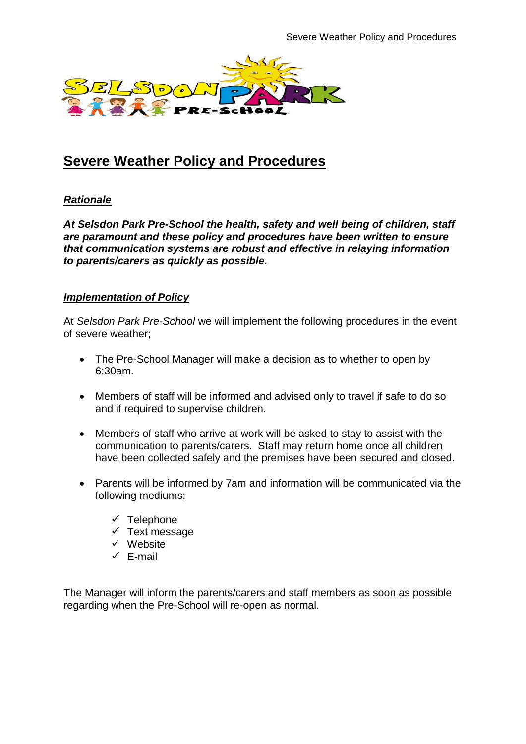# <u>Severe Weather Policy and Procedures</u>

***<u>Rationale</u>***

***At Selsdon Park Pre-School the health, safety and well being of children, staff are paramount and these policy and procedures have been written to ensure that communication systems are robust and effective in relaying information to parents/carers as quickly as possible.***

***<u>Implementation of Policy</u>***

At *Selsdon Park Pre-School* we will implement the following procedures in the event of severe weather;

- The Pre-School Manager will make a decision as to whether to open by 6:30am.
- Members of staff will be informed and advised only to travel if safe to do so and if required to supervise children.
- Members of staff who arrive at work will be asked to stay to assist with the communication to parents/carers. Staff may return home once all children have been collected safely and the premises have been secured and closed.
- Parents will be informed by 7am and information will be communicated via the following mediums;
    - ✓ Telephone
    - ✓ Text message
    - ✓ Website
    - ✓ E-mail

The Manager will inform the parents/carers and staff members as soon as possible regarding when the Pre-School will re-open as normal.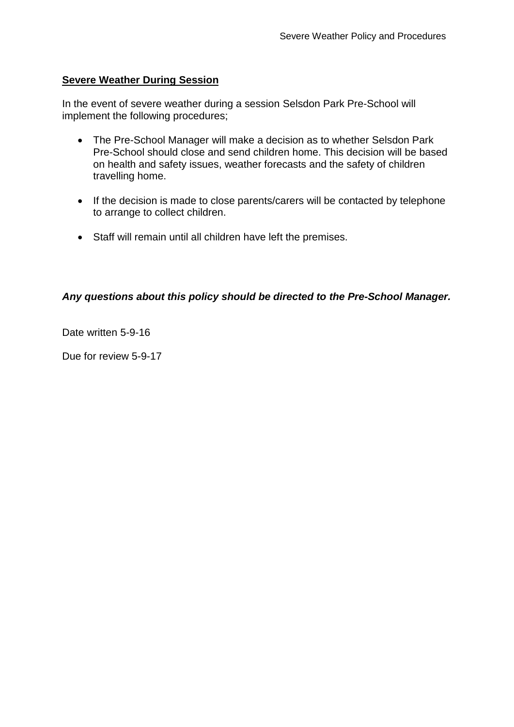## Severe Weather During Session

In the event of severe weather during a session Selsdon Park Pre-School will implement the following procedures;

- The Pre-School Manager will make a decision as to whether Selsdon Park Pre-School should close and send children home. This decision will be based on health and safety issues, weather forecasts and the safety of children travelling home.

- If the decision is made to close parents/carers will be contacted by telephone to arrange to collect children.

- Staff will remain until all children have left the premises.

***Any questions about this policy should be directed to the Pre-School Manager.***

Date written 5-9-16

Due for review 5-9-17